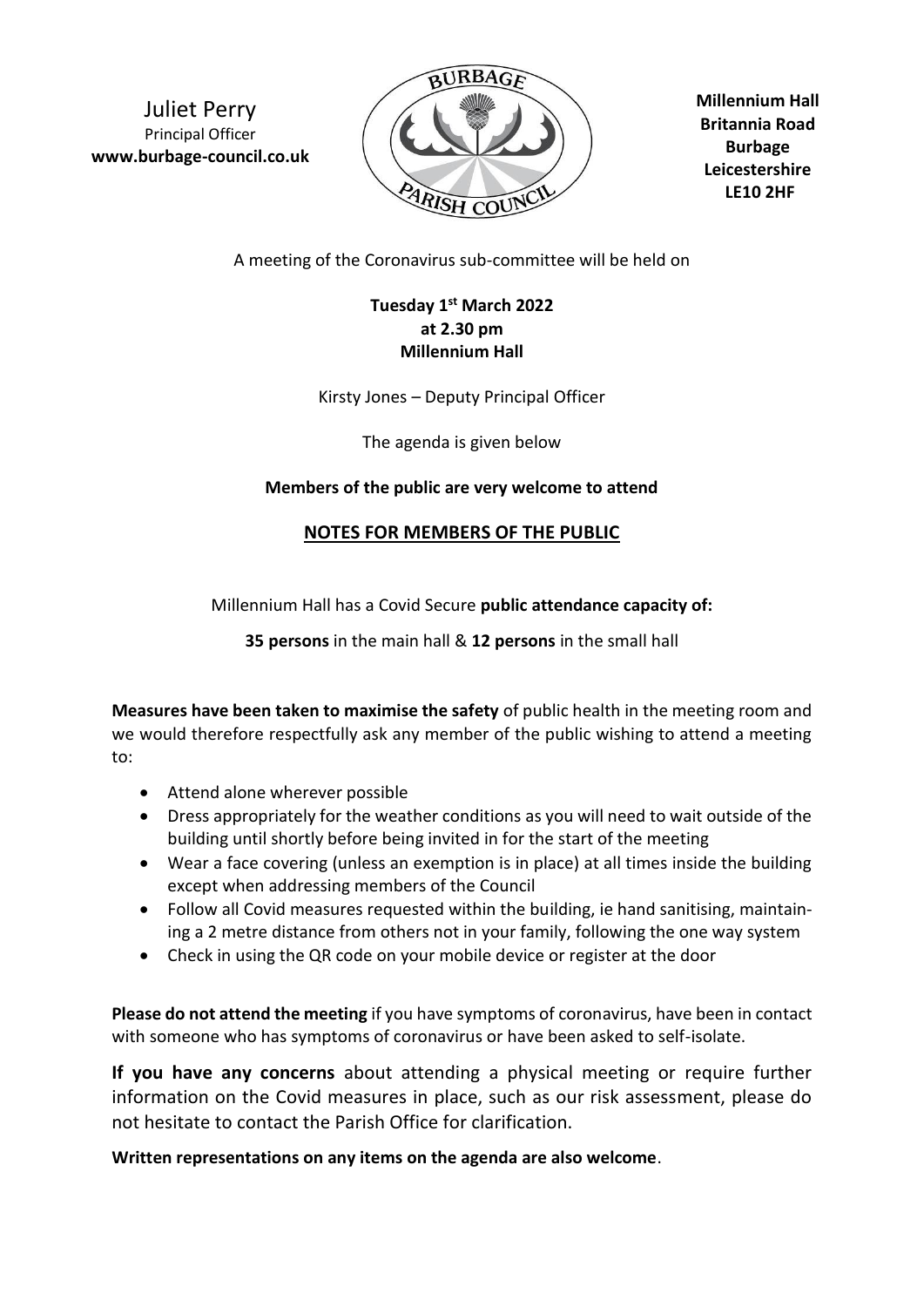Juliet Perry
Principal Officer
**www.burbage-council.co.uk**

**Millennium Hall**
**Britannia Road**
**Burbage**
**Leicestershire**
**LE10 2HF**

A meeting of the Coronavirus sub-committee will be held on

**Tuesday 1st March 2022**
**at 2.30 pm**
**Millennium Hall**

Kirsty Jones – Deputy Principal Officer

The agenda is given below

**Members of the public are very welcome to attend**

## NOTES FOR MEMBERS OF THE PUBLIC

Millennium Hall has a Covid Secure **public attendance capacity of:**

**35 persons** in the main hall & **12 persons** in the small hall

**Measures have been taken to maximise the safety** of public health in the meeting room and we would therefore respectfully ask any member of the public wishing to attend a meeting to:

- Attend alone wherever possible
- Dress appropriately for the weather conditions as you will need to wait outside of the building until shortly before being invited in for the start of the meeting
- Wear a face covering (unless an exemption is in place) at all times inside the building except when addressing members of the Council
- Follow all Covid measures requested within the building, ie hand sanitising, maintaining a 2 metre distance from others not in your family, following the one way system
- Check in using the QR code on your mobile device or register at the door

**Please do not attend the meeting** if you have symptoms of coronavirus, have been in contact with someone who has symptoms of coronavirus or have been asked to self-isolate.

**If you have any concerns** about attending a physical meeting or require further information on the Covid measures in place, such as our risk assessment, please do not hesitate to contact the Parish Office for clarification.

**Written representations on any items on the agenda are also welcome**.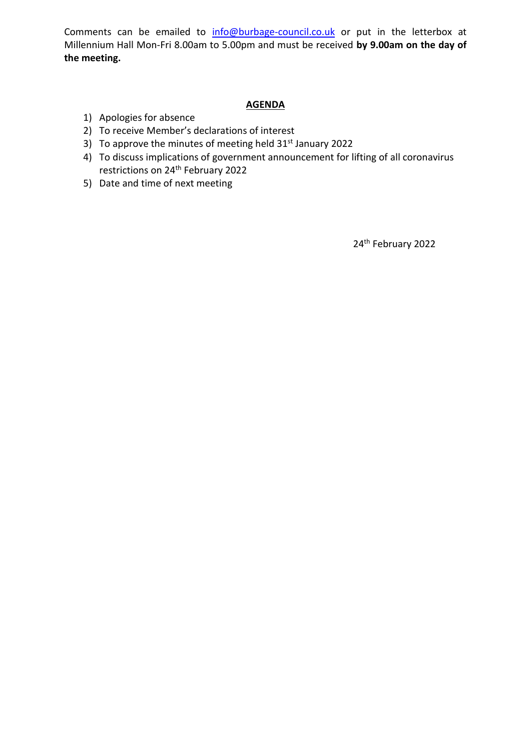Comments can be emailed to info@burbage-council.co.uk or put in the letterbox at Millennium Hall Mon-Fri 8.00am to 5.00pm and must be received **by 9.00am on the day of the meeting.**

## AGENDA

1) Apologies for absence
2) To receive Member's declarations of interest
3) To approve the minutes of meeting held 31st January 2022
4) To discuss implications of government announcement for lifting of all coronavirus restrictions on 24th February 2022
5) Date and time of next meeting

24th February 2022